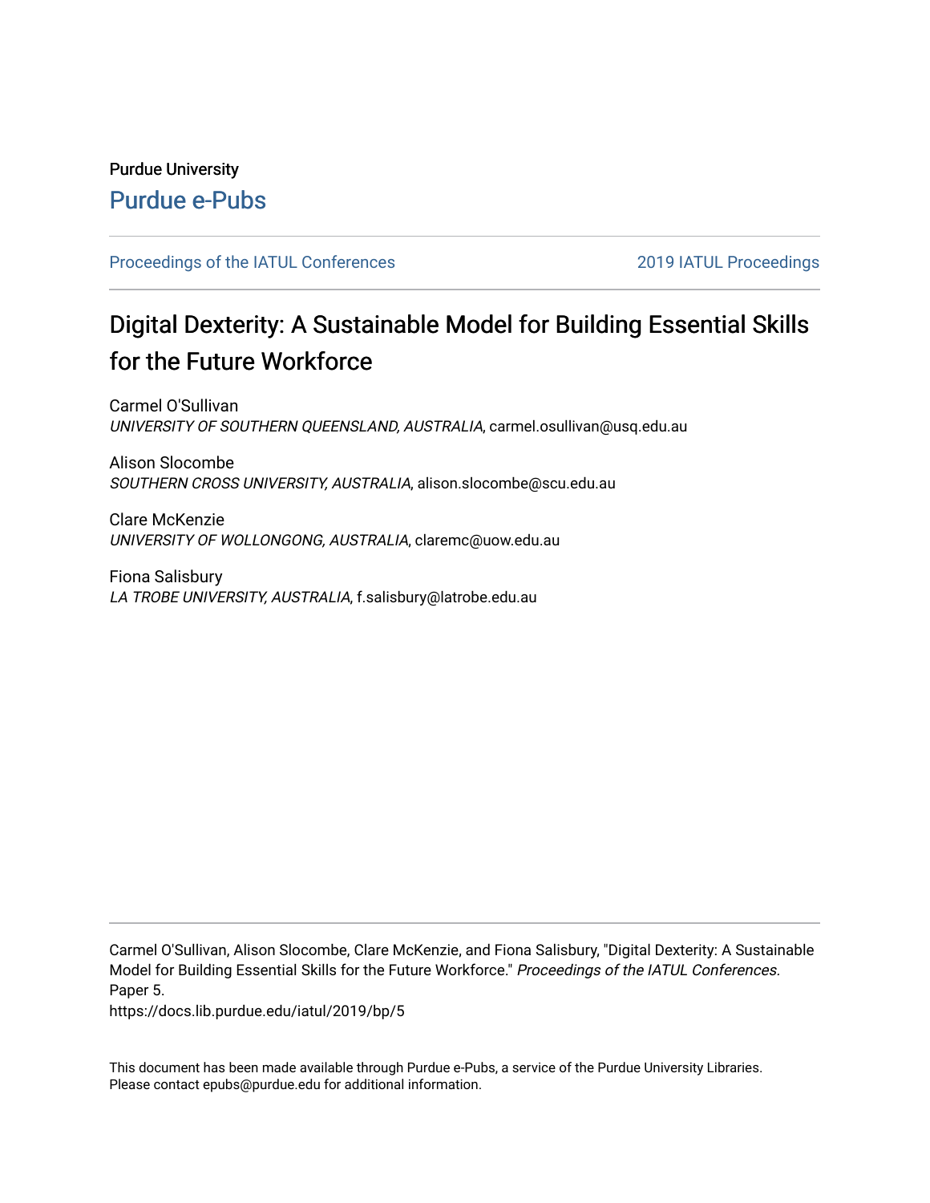Purdue University

Purdue e-Pubs

Proceedings of the IATUL Conferences

2019 IATUL Proceedings

# Digital Dexterity: A Sustainable Model for Building Essential Skills for the Future Workforce

Carmel O'Sullivan
*UNIVERSITY OF SOUTHERN QUEENSLAND, AUSTRALIA*, carmel.osullivan@usq.edu.au

Alison Slocombe
*SOUTHERN CROSS UNIVERSITY, AUSTRALIA*, alison.slocombe@scu.edu.au

Clare McKenzie
*UNIVERSITY OF WOLLONGONG, AUSTRALIA*, claremc@uow.edu.au

Fiona Salisbury
*LA TROBE UNIVERSITY, AUSTRALIA*, f.salisbury@latrobe.edu.au

---

Carmel O'Sullivan, Alison Slocombe, Clare McKenzie, and Fiona Salisbury, "Digital Dexterity: A Sustainable Model for Building Essential Skills for the Future Workforce." *Proceedings of the IATUL Conferences.* Paper 5.
https://docs.lib.purdue.edu/iatul/2019/bp/5

This document has been made available through Purdue e-Pubs, a service of the Purdue University Libraries. Please contact epubs@purdue.edu for additional information.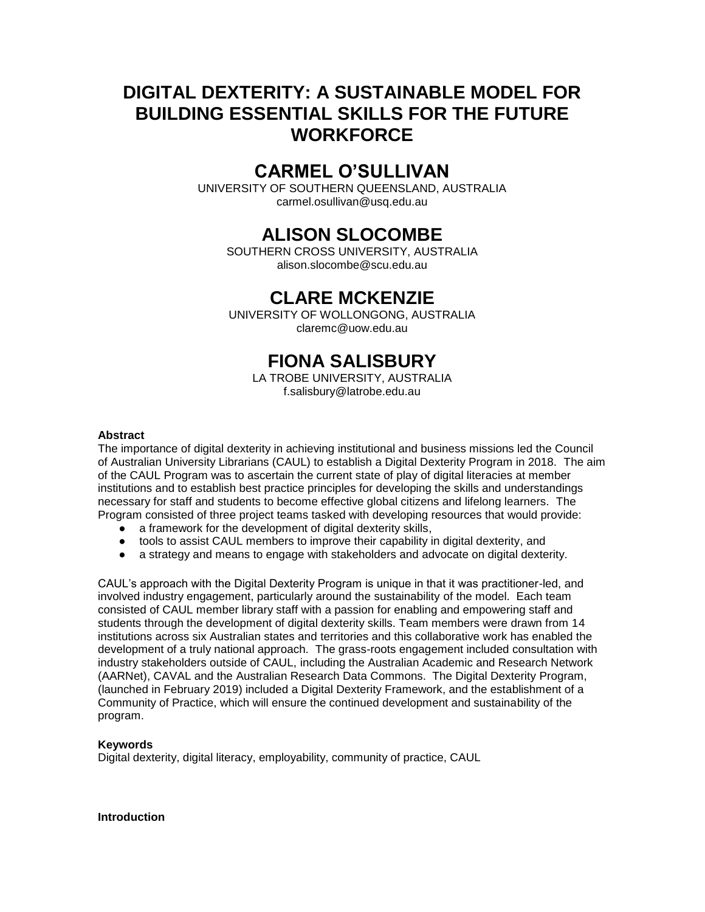# DIGITAL DEXTERITY: A SUSTAINABLE MODEL FOR BUILDING ESSENTIAL SKILLS FOR THE FUTURE WORKFORCE

## CARMEL O'SULLIVAN

UNIVERSITY OF SOUTHERN QUEENSLAND, AUSTRALIA
carmel.osullivan@usq.edu.au

## ALISON SLOCOMBE

SOUTHERN CROSS UNIVERSITY, AUSTRALIA
alison.slocombe@scu.edu.au

## CLARE MCKENZIE

UNIVERSITY OF WOLLONGONG, AUSTRALIA
claremc@uow.edu.au

## FIONA SALISBURY

LA TROBE UNIVERSITY, AUSTRALIA
f.salisbury@latrobe.edu.au

**Abstract**

The importance of digital dexterity in achieving institutional and business missions led the Council of Australian University Librarians (CAUL) to establish a Digital Dexterity Program in 2018. The aim of the CAUL Program was to ascertain the current state of play of digital literacies at member institutions and to establish best practice principles for developing the skills and understandings necessary for staff and students to become effective global citizens and lifelong learners. The Program consisted of three project teams tasked with developing resources that would provide:

- a framework for the development of digital dexterity skills,
- tools to assist CAUL members to improve their capability in digital dexterity, and
- a strategy and means to engage with stakeholders and advocate on digital dexterity.

CAUL's approach with the Digital Dexterity Program is unique in that it was practitioner-led, and involved industry engagement, particularly around the sustainability of the model. Each team consisted of CAUL member library staff with a passion for enabling and empowering staff and students through the development of digital dexterity skills. Team members were drawn from 14 institutions across six Australian states and territories and this collaborative work has enabled the development of a truly national approach. The grass-roots engagement included consultation with industry stakeholders outside of CAUL, including the Australian Academic and Research Network (AARNet), CAVAL and the Australian Research Data Commons. The Digital Dexterity Program, (launched in February 2019) included a Digital Dexterity Framework, and the establishment of a Community of Practice, which will ensure the continued development and sustainability of the program.

**Keywords**

Digital dexterity, digital literacy, employability, community of practice, CAUL

**Introduction**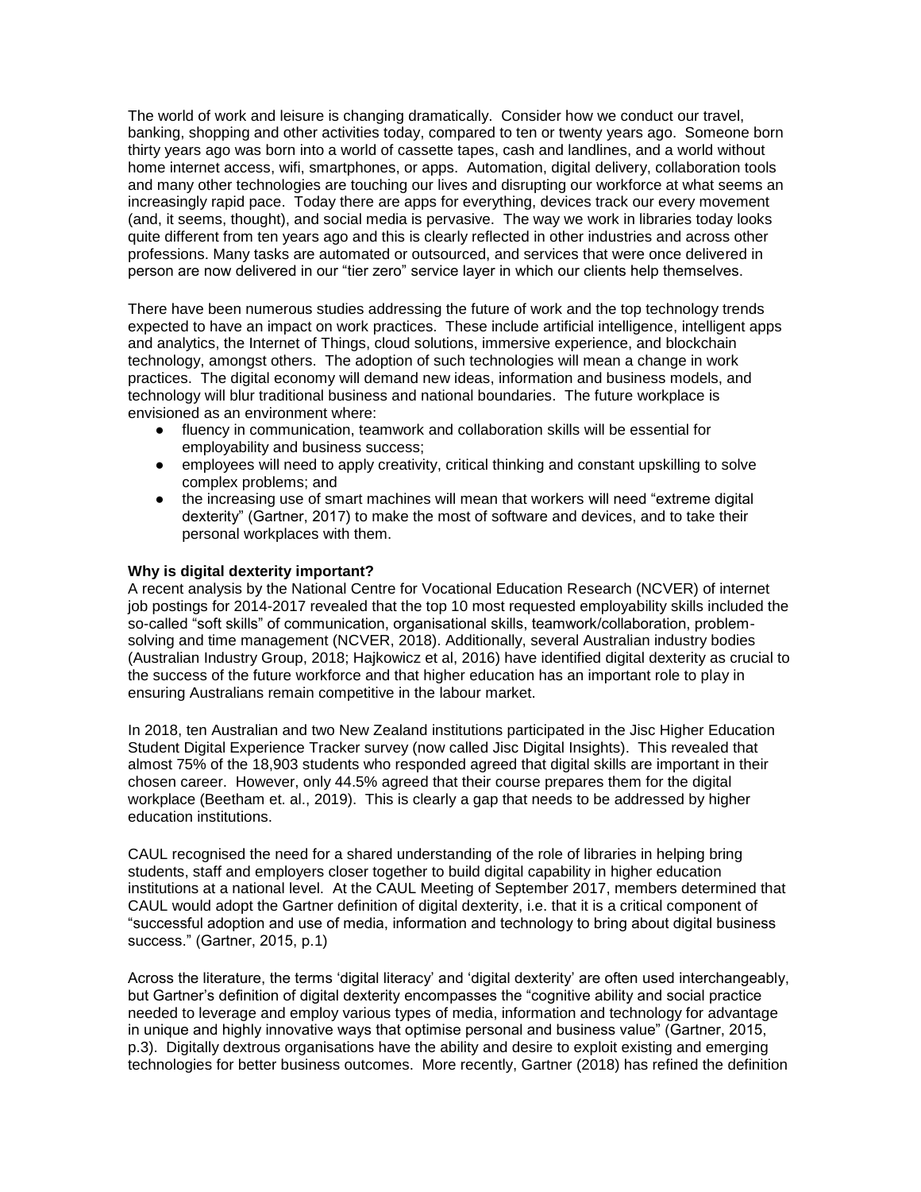The world of work and leisure is changing dramatically. Consider how we conduct our travel, banking, shopping and other activities today, compared to ten or twenty years ago. Someone born thirty years ago was born into a world of cassette tapes, cash and landlines, and a world without home internet access, wifi, smartphones, or apps. Automation, digital delivery, collaboration tools and many other technologies are touching our lives and disrupting our workforce at what seems an increasingly rapid pace. Today there are apps for everything, devices track our every movement (and, it seems, thought), and social media is pervasive. The way we work in libraries today looks quite different from ten years ago and this is clearly reflected in other industries and across other professions. Many tasks are automated or outsourced, and services that were once delivered in person are now delivered in our "tier zero" service layer in which our clients help themselves.

There have been numerous studies addressing the future of work and the top technology trends expected to have an impact on work practices. These include artificial intelligence, intelligent apps and analytics, the Internet of Things, cloud solutions, immersive experience, and blockchain technology, amongst others. The adoption of such technologies will mean a change in work practices. The digital economy will demand new ideas, information and business models, and technology will blur traditional business and national boundaries. The future workplace is envisioned as an environment where:

- fluency in communication, teamwork and collaboration skills will be essential for employability and business success;
- employees will need to apply creativity, critical thinking and constant upskilling to solve complex problems; and
- the increasing use of smart machines will mean that workers will need "extreme digital dexterity" (Gartner, 2017) to make the most of software and devices, and to take their personal workplaces with them.

**Why is digital dexterity important?**

A recent analysis by the National Centre for Vocational Education Research (NCVER) of internet job postings for 2014-2017 revealed that the top 10 most requested employability skills included the so-called "soft skills" of communication, organisational skills, teamwork/collaboration, problem-solving and time management (NCVER, 2018). Additionally, several Australian industry bodies (Australian Industry Group, 2018; Hajkowicz et al, 2016) have identified digital dexterity as crucial to the success of the future workforce and that higher education has an important role to play in ensuring Australians remain competitive in the labour market.

In 2018, ten Australian and two New Zealand institutions participated in the Jisc Higher Education Student Digital Experience Tracker survey (now called Jisc Digital Insights). This revealed that almost 75% of the 18,903 students who responded agreed that digital skills are important in their chosen career. However, only 44.5% agreed that their course prepares them for the digital workplace (Beetham et. al., 2019). This is clearly a gap that needs to be addressed by higher education institutions.

CAUL recognised the need for a shared understanding of the role of libraries in helping bring students, staff and employers closer together to build digital capability in higher education institutions at a national level. At the CAUL Meeting of September 2017, members determined that CAUL would adopt the Gartner definition of digital dexterity, i.e. that it is a critical component of "successful adoption and use of media, information and technology to bring about digital business success." (Gartner, 2015, p.1)

Across the literature, the terms 'digital literacy' and 'digital dexterity' are often used interchangeably, but Gartner's definition of digital dexterity encompasses the "cognitive ability and social practice needed to leverage and employ various types of media, information and technology for advantage in unique and highly innovative ways that optimise personal and business value" (Gartner, 2015, p.3). Digitally dextrous organisations have the ability and desire to exploit existing and emerging technologies for better business outcomes. More recently, Gartner (2018) has refined the definition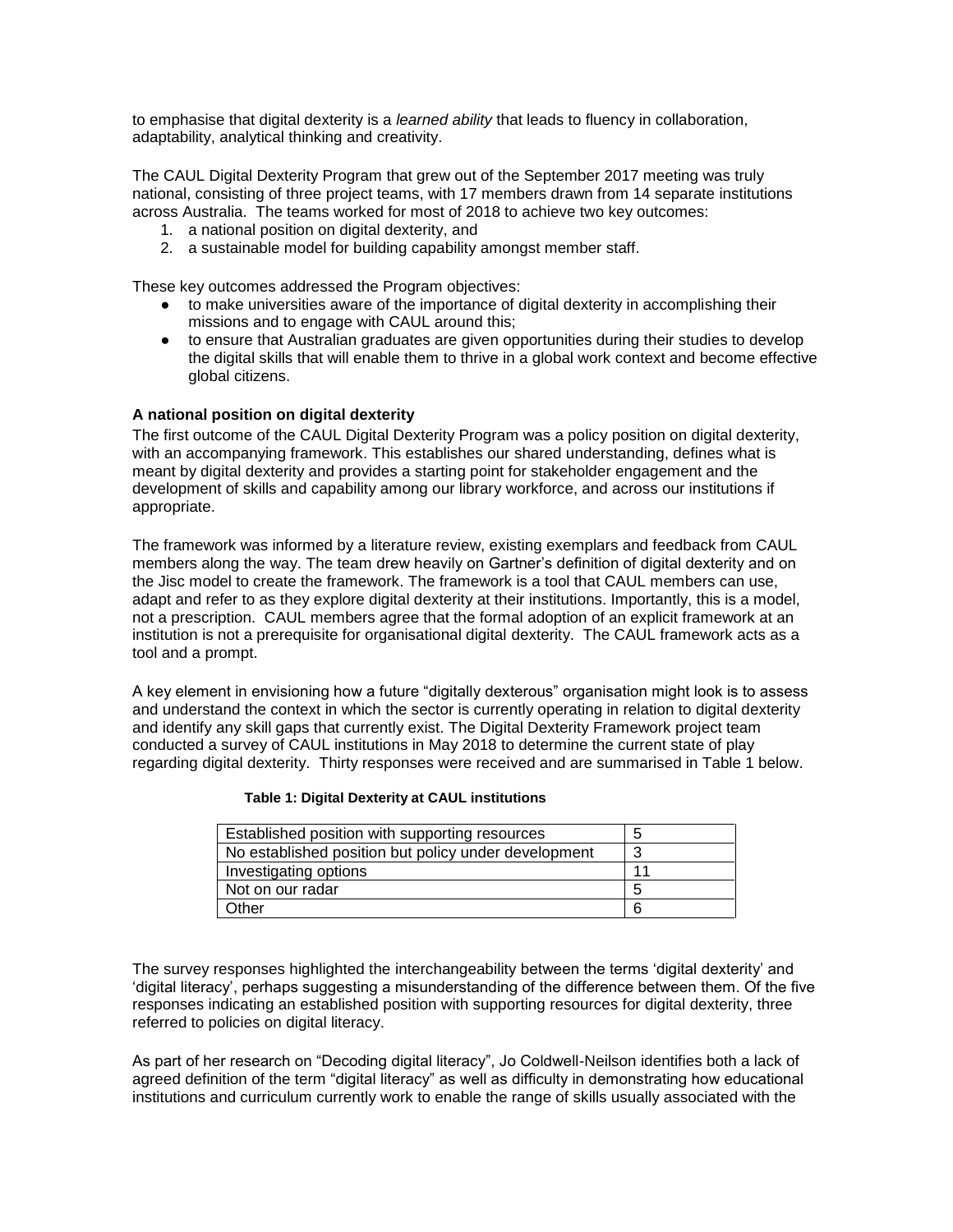to emphasise that digital dexterity is a *learned ability* that leads to fluency in collaboration, adaptability, analytical thinking and creativity.

The CAUL Digital Dexterity Program that grew out of the September 2017 meeting was truly national, consisting of three project teams, with 17 members drawn from 14 separate institutions across Australia. The teams worked for most of 2018 to achieve two key outcomes:

1. a national position on digital dexterity, and
2. a sustainable model for building capability amongst member staff.

These key outcomes addressed the Program objectives:

- to make universities aware of the importance of digital dexterity in accomplishing their missions and to engage with CAUL around this;
- to ensure that Australian graduates are given opportunities during their studies to develop the digital skills that will enable them to thrive in a global work context and become effective global citizens.

**A national position on digital dexterity**

The first outcome of the CAUL Digital Dexterity Program was a policy position on digital dexterity, with an accompanying framework. This establishes our shared understanding, defines what is meant by digital dexterity and provides a starting point for stakeholder engagement and the development of skills and capability among our library workforce, and across our institutions if appropriate.

The framework was informed by a literature review, existing exemplars and feedback from CAUL members along the way. The team drew heavily on Gartner's definition of digital dexterity and on the Jisc model to create the framework. The framework is a tool that CAUL members can use, adapt and refer to as they explore digital dexterity at their institutions. Importantly, this is a model, not a prescription. CAUL members agree that the formal adoption of an explicit framework at an institution is not a prerequisite for organisational digital dexterity. The CAUL framework acts as a tool and a prompt.

A key element in envisioning how a future "digitally dexterous" organisation might look is to assess and understand the context in which the sector is currently operating in relation to digital dexterity and identify any skill gaps that currently exist. The Digital Dexterity Framework project team conducted a survey of CAUL institutions in May 2018 to determine the current state of play regarding digital dexterity. Thirty responses were received and are summarised in Table 1 below.

**Table 1: Digital Dexterity at CAUL institutions**

| | |
|---|---|
| Established position with supporting resources | 5 |
| No established position but policy under development | 3 |
| Investigating options | 11 |
| Not on our radar | 5 |
| Other | 6 |

The survey responses highlighted the interchangeability between the terms 'digital dexterity' and 'digital literacy', perhaps suggesting a misunderstanding of the difference between them. Of the five responses indicating an established position with supporting resources for digital dexterity, three referred to policies on digital literacy.

As part of her research on "Decoding digital literacy", Jo Coldwell-Neilson identifies both a lack of agreed definition of the term "digital literacy" as well as difficulty in demonstrating how educational institutions and curriculum currently work to enable the range of skills usually associated with the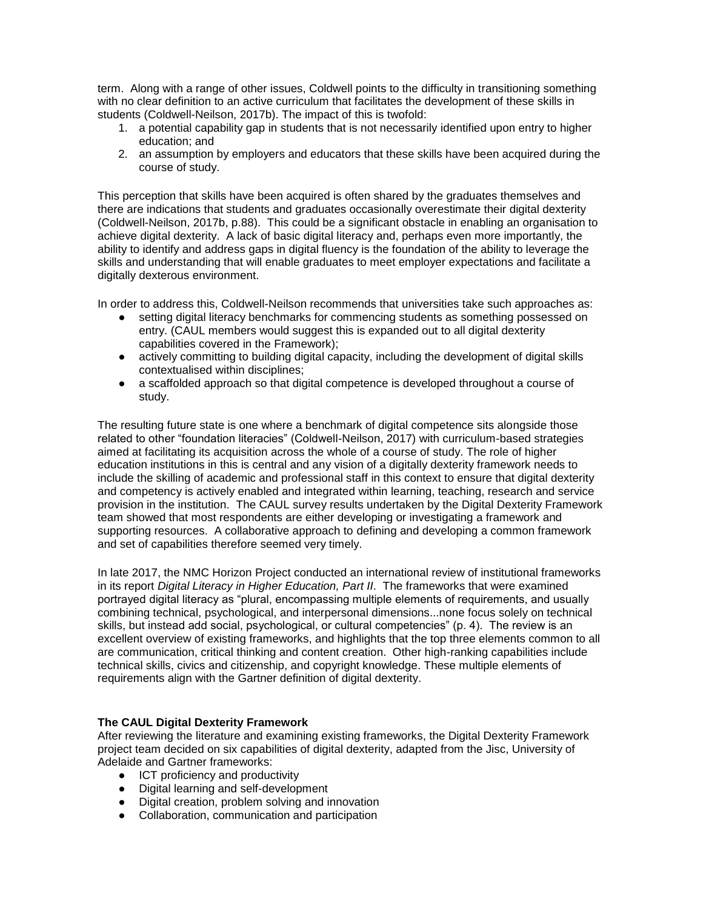term. Along with a range of other issues, Coldwell points to the difficulty in transitioning something with no clear definition to an active curriculum that facilitates the development of these skills in students (Coldwell-Neilson, 2017b). The impact of this is twofold:

1. a potential capability gap in students that is not necessarily identified upon entry to higher education; and
2. an assumption by employers and educators that these skills have been acquired during the course of study.

This perception that skills have been acquired is often shared by the graduates themselves and there are indications that students and graduates occasionally overestimate their digital dexterity (Coldwell-Neilson, 2017b, p.88). This could be a significant obstacle in enabling an organisation to achieve digital dexterity. A lack of basic digital literacy and, perhaps even more importantly, the ability to identify and address gaps in digital fluency is the foundation of the ability to leverage the skills and understanding that will enable graduates to meet employer expectations and facilitate a digitally dexterous environment.

In order to address this, Coldwell-Neilson recommends that universities take such approaches as:

- setting digital literacy benchmarks for commencing students as something possessed on entry. (CAUL members would suggest this is expanded out to all digital dexterity capabilities covered in the Framework);
- actively committing to building digital capacity, including the development of digital skills contextualised within disciplines;
- a scaffolded approach so that digital competence is developed throughout a course of study.

The resulting future state is one where a benchmark of digital competence sits alongside those related to other "foundation literacies" (Coldwell-Neilson, 2017) with curriculum-based strategies aimed at facilitating its acquisition across the whole of a course of study. The role of higher education institutions in this is central and any vision of a digitally dexterity framework needs to include the skilling of academic and professional staff in this context to ensure that digital dexterity and competency is actively enabled and integrated within learning, teaching, research and service provision in the institution. The CAUL survey results undertaken by the Digital Dexterity Framework team showed that most respondents are either developing or investigating a framework and supporting resources. A collaborative approach to defining and developing a common framework and set of capabilities therefore seemed very timely.

In late 2017, the NMC Horizon Project conducted an international review of institutional frameworks in its report *Digital Literacy in Higher Education, Part II*. The frameworks that were examined portrayed digital literacy as "plural, encompassing multiple elements of requirements, and usually combining technical, psychological, and interpersonal dimensions...none focus solely on technical skills, but instead add social, psychological, or cultural competencies" (p. 4). The review is an excellent overview of existing frameworks, and highlights that the top three elements common to all are communication, critical thinking and content creation. Other high-ranking capabilities include technical skills, civics and citizenship, and copyright knowledge. These multiple elements of requirements align with the Gartner definition of digital dexterity.

**The CAUL Digital Dexterity Framework**

After reviewing the literature and examining existing frameworks, the Digital Dexterity Framework project team decided on six capabilities of digital dexterity, adapted from the Jisc, University of Adelaide and Gartner frameworks:

- ICT proficiency and productivity
- Digital learning and self-development
- Digital creation, problem solving and innovation
- Collaboration, communication and participation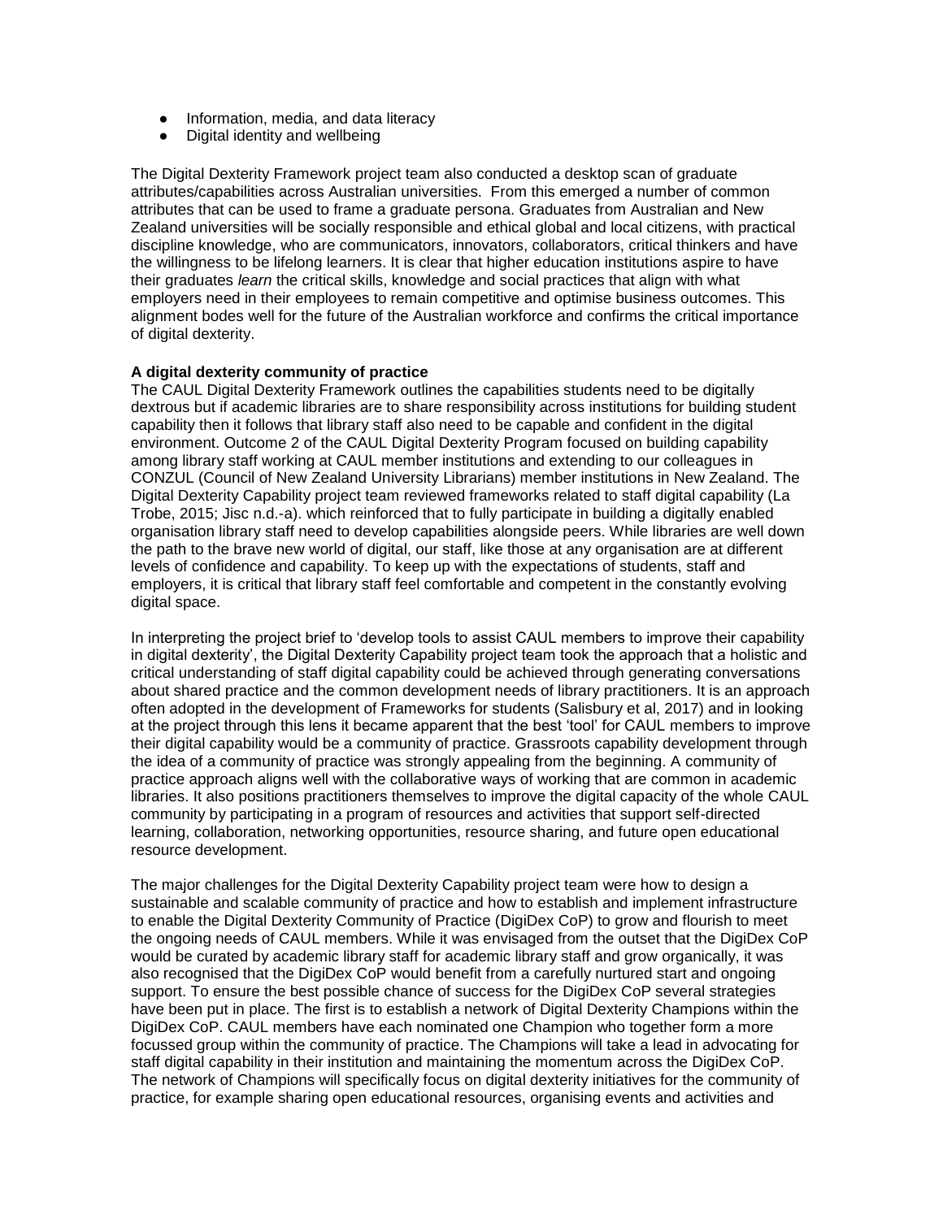- Information, media, and data literacy
- Digital identity and wellbeing

The Digital Dexterity Framework project team also conducted a desktop scan of graduate attributes/capabilities across Australian universities. From this emerged a number of common attributes that can be used to frame a graduate persona. Graduates from Australian and New Zealand universities will be socially responsible and ethical global and local citizens, with practical discipline knowledge, who are communicators, innovators, collaborators, critical thinkers and have the willingness to be lifelong learners. It is clear that higher education institutions aspire to have their graduates *learn* the critical skills, knowledge and social practices that align with what employers need in their employees to remain competitive and optimise business outcomes. This alignment bodes well for the future of the Australian workforce and confirms the critical importance of digital dexterity.

**A digital dexterity community of practice**

The CAUL Digital Dexterity Framework outlines the capabilities students need to be digitally dextrous but if academic libraries are to share responsibility across institutions for building student capability then it follows that library staff also need to be capable and confident in the digital environment. Outcome 2 of the CAUL Digital Dexterity Program focused on building capability among library staff working at CAUL member institutions and extending to our colleagues in CONZUL (Council of New Zealand University Librarians) member institutions in New Zealand. The Digital Dexterity Capability project team reviewed frameworks related to staff digital capability (La Trobe, 2015; Jisc n.d.-a). which reinforced that to fully participate in building a digitally enabled organisation library staff need to develop capabilities alongside peers. While libraries are well down the path to the brave new world of digital, our staff, like those at any organisation are at different levels of confidence and capability. To keep up with the expectations of students, staff and employers, it is critical that library staff feel comfortable and competent in the constantly evolving digital space.

In interpreting the project brief to 'develop tools to assist CAUL members to improve their capability in digital dexterity', the Digital Dexterity Capability project team took the approach that a holistic and critical understanding of staff digital capability could be achieved through generating conversations about shared practice and the common development needs of library practitioners. It is an approach often adopted in the development of Frameworks for students (Salisbury et al, 2017) and in looking at the project through this lens it became apparent that the best 'tool' for CAUL members to improve their digital capability would be a community of practice. Grassroots capability development through the idea of a community of practice was strongly appealing from the beginning. A community of practice approach aligns well with the collaborative ways of working that are common in academic libraries. It also positions practitioners themselves to improve the digital capacity of the whole CAUL community by participating in a program of resources and activities that support self-directed learning, collaboration, networking opportunities, resource sharing, and future open educational resource development.

The major challenges for the Digital Dexterity Capability project team were how to design a sustainable and scalable community of practice and how to establish and implement infrastructure to enable the Digital Dexterity Community of Practice (DigiDex CoP) to grow and flourish to meet the ongoing needs of CAUL members. While it was envisaged from the outset that the DigiDex CoP would be curated by academic library staff for academic library staff and grow organically, it was also recognised that the DigiDex CoP would benefit from a carefully nurtured start and ongoing support. To ensure the best possible chance of success for the DigiDex CoP several strategies have been put in place. The first is to establish a network of Digital Dexterity Champions within the DigiDex CoP. CAUL members have each nominated one Champion who together form a more focussed group within the community of practice. The Champions will take a lead in advocating for staff digital capability in their institution and maintaining the momentum across the DigiDex CoP. The network of Champions will specifically focus on digital dexterity initiatives for the community of practice, for example sharing open educational resources, organising events and activities and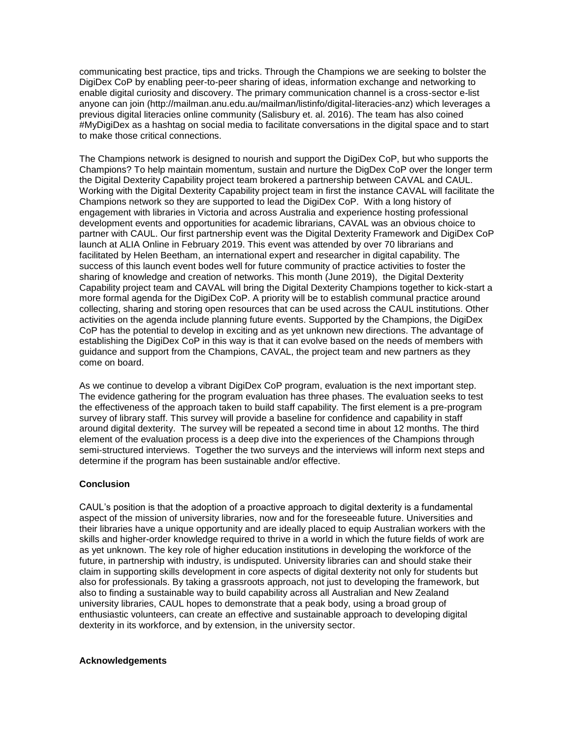communicating best practice, tips and tricks. Through the Champions we are seeking to bolster the DigiDex CoP by enabling peer-to-peer sharing of ideas, information exchange and networking to enable digital curiosity and discovery. The primary communication channel is a cross-sector e-list anyone can join (http://mailman.anu.edu.au/mailman/listinfo/digital-literacies-anz) which leverages a previous digital literacies online community (Salisbury et. al. 2016). The team has also coined #MyDigiDex as a hashtag on social media to facilitate conversations in the digital space and to start to make those critical connections.

The Champions network is designed to nourish and support the DigiDex CoP, but who supports the Champions? To help maintain momentum, sustain and nurture the DigDex CoP over the longer term the Digital Dexterity Capability project team brokered a partnership between CAVAL and CAUL. Working with the Digital Dexterity Capability project team in first the instance CAVAL will facilitate the Champions network so they are supported to lead the DigiDex CoP. With a long history of engagement with libraries in Victoria and across Australia and experience hosting professional development events and opportunities for academic librarians, CAVAL was an obvious choice to partner with CAUL. Our first partnership event was the Digital Dexterity Framework and DigiDex CoP launch at ALIA Online in February 2019. This event was attended by over 70 librarians and facilitated by Helen Beetham, an international expert and researcher in digital capability. The success of this launch event bodes well for future community of practice activities to foster the sharing of knowledge and creation of networks. This month (June 2019), the Digital Dexterity Capability project team and CAVAL will bring the Digital Dexterity Champions together to kick-start a more formal agenda for the DigiDex CoP. A priority will be to establish communal practice around collecting, sharing and storing open resources that can be used across the CAUL institutions. Other activities on the agenda include planning future events. Supported by the Champions, the DigiDex CoP has the potential to develop in exciting and as yet unknown new directions. The advantage of establishing the DigiDex CoP in this way is that it can evolve based on the needs of members with guidance and support from the Champions, CAVAL, the project team and new partners as they come on board.

As we continue to develop a vibrant DigiDex CoP program, evaluation is the next important step. The evidence gathering for the program evaluation has three phases. The evaluation seeks to test the effectiveness of the approach taken to build staff capability. The first element is a pre-program survey of library staff. This survey will provide a baseline for confidence and capability in staff around digital dexterity. The survey will be repeated a second time in about 12 months. The third element of the evaluation process is a deep dive into the experiences of the Champions through semi-structured interviews. Together the two surveys and the interviews will inform next steps and determine if the program has been sustainable and/or effective.

**Conclusion**

CAUL's position is that the adoption of a proactive approach to digital dexterity is a fundamental aspect of the mission of university libraries, now and for the foreseeable future. Universities and their libraries have a unique opportunity and are ideally placed to equip Australian workers with the skills and higher-order knowledge required to thrive in a world in which the future fields of work are as yet unknown. The key role of higher education institutions in developing the workforce of the future, in partnership with industry, is undisputed. University libraries can and should stake their claim in supporting skills development in core aspects of digital dexterity not only for students but also for professionals. By taking a grassroots approach, not just to developing the framework, but also to finding a sustainable way to build capability across all Australian and New Zealand university libraries, CAUL hopes to demonstrate that a peak body, using a broad group of enthusiastic volunteers, can create an effective and sustainable approach to developing digital dexterity in its workforce, and by extension, in the university sector.

**Acknowledgements**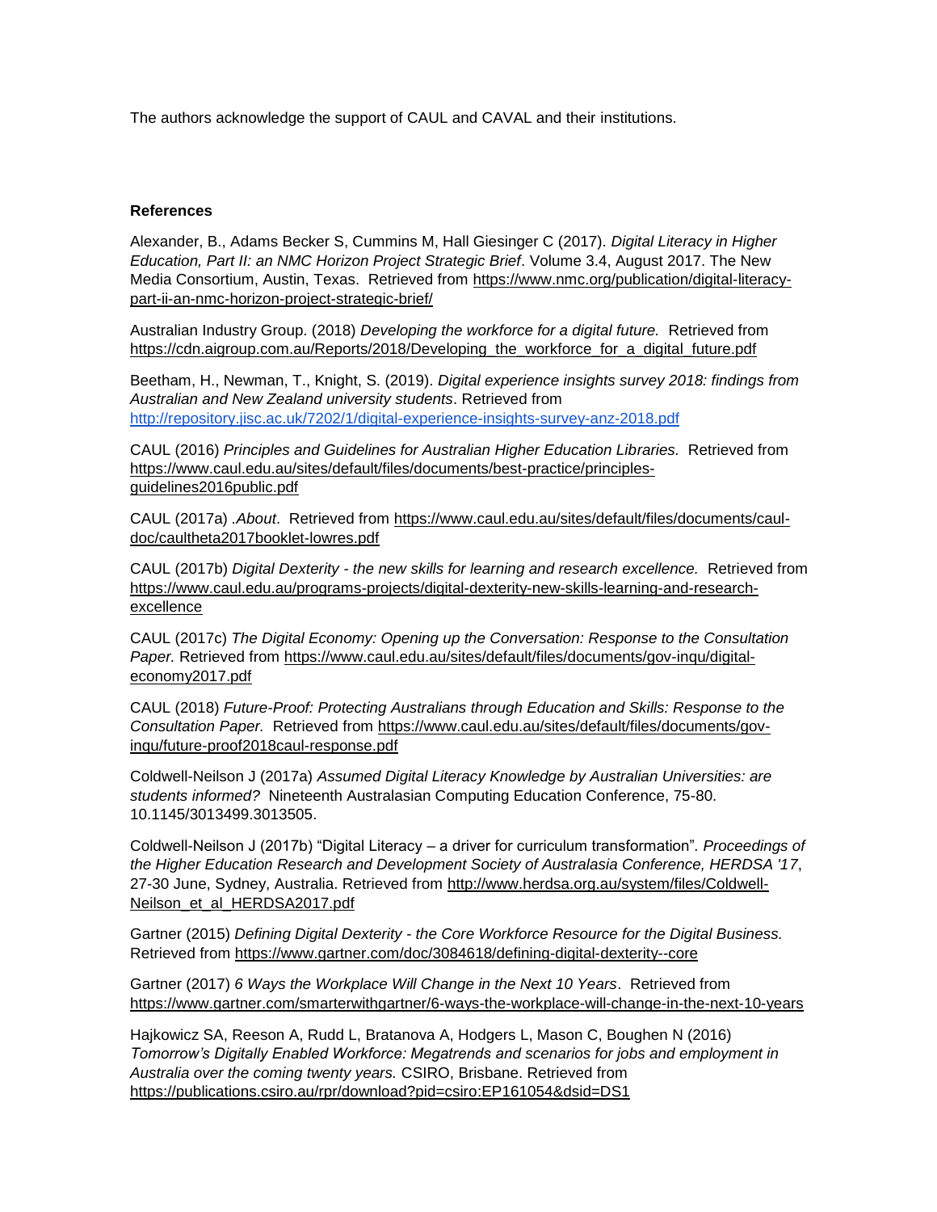The authors acknowledge the support of CAUL and CAVAL and their institutions.

**References**

Alexander, B., Adams Becker S, Cummins M, Hall Giesinger C (2017). *Digital Literacy in Higher Education, Part II: an NMC Horizon Project Strategic Brief*. Volume 3.4, August 2017. The New Media Consortium, Austin, Texas. Retrieved from https://www.nmc.org/publication/digital-literacy-part-ii-an-nmc-horizon-project-strategic-brief/

Australian Industry Group. (2018) *Developing the workforce for a digital future.* Retrieved from https://cdn.aigroup.com.au/Reports/2018/Developing_the_workforce_for_a_digital_future.pdf

Beetham, H., Newman, T., Knight, S. (2019). *Digital experience insights survey 2018: findings from Australian and New Zealand university students*. Retrieved from http://repository.jisc.ac.uk/7202/1/digital-experience-insights-survey-anz-2018.pdf

CAUL (2016) *Principles and Guidelines for Australian Higher Education Libraries.* Retrieved from https://www.caul.edu.au/sites/default/files/documents/best-practice/principles-guidelines2016public.pdf

CAUL (2017a) *.About*. Retrieved from https://www.caul.edu.au/sites/default/files/documents/caul-doc/caultheta2017booklet-lowres.pdf

CAUL (2017b) *Digital Dexterity - the new skills for learning and research excellence.* Retrieved from https://www.caul.edu.au/programs-projects/digital-dexterity-new-skills-learning-and-research-excellence

CAUL (2017c) *The Digital Economy: Opening up the Conversation: Response to the Consultation Paper.* Retrieved from https://www.caul.edu.au/sites/default/files/documents/gov-inqu/digital-economy2017.pdf

CAUL (2018) *Future-Proof: Protecting Australians through Education and Skills: Response to the Consultation Paper.* Retrieved from https://www.caul.edu.au/sites/default/files/documents/gov-inqu/future-proof2018caul-response.pdf

Coldwell-Neilson J (2017a) *Assumed Digital Literacy Knowledge by Australian Universities: are students informed?* Nineteenth Australasian Computing Education Conference, 75-80. 10.1145/3013499.3013505.

Coldwell-Neilson J (2017b) "Digital Literacy – a driver for curriculum transformation". *Proceedings of the Higher Education Research and Development Society of Australasia Conference, HERDSA '17*, 27-30 June, Sydney, Australia. Retrieved from http://www.herdsa.org.au/system/files/Coldwell-Neilson_et_al_HERDSA2017.pdf

Gartner (2015) *Defining Digital Dexterity - the Core Workforce Resource for the Digital Business.* Retrieved from https://www.gartner.com/doc/3084618/defining-digital-dexterity--core

Gartner (2017) *6 Ways the Workplace Will Change in the Next 10 Years*. Retrieved from https://www.gartner.com/smarterwithgartner/6-ways-the-workplace-will-change-in-the-next-10-years

Hajkowicz SA, Reeson A, Rudd L, Bratanova A, Hodgers L, Mason C, Boughen N (2016) *Tomorrow's Digitally Enabled Workforce: Megatrends and scenarios for jobs and employment in Australia over the coming twenty years.* CSIRO, Brisbane. Retrieved from https://publications.csiro.au/rpr/download?pid=csiro:EP161054&dsid=DS1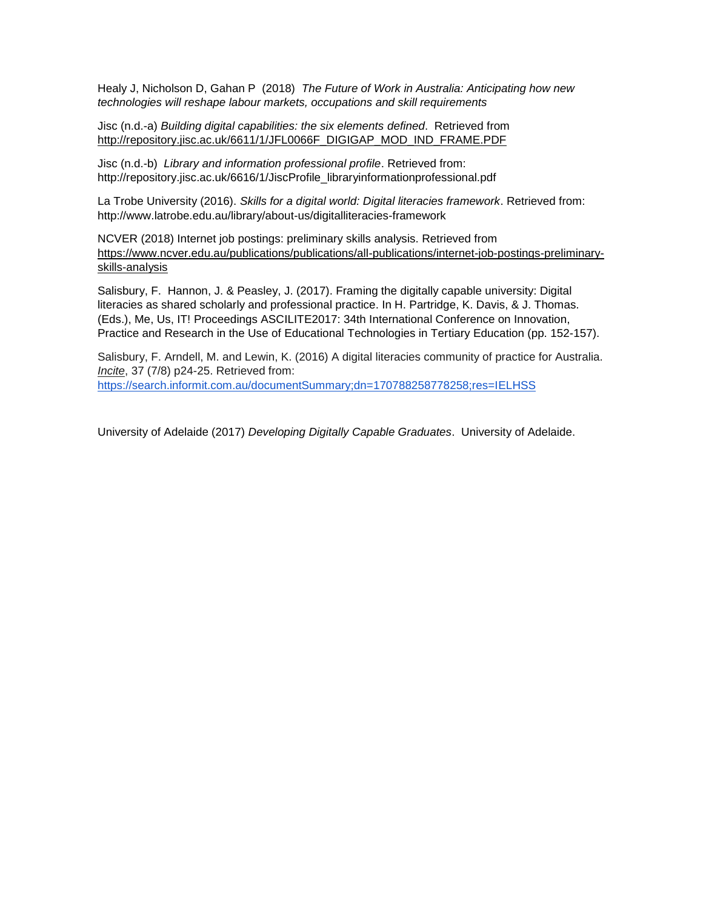Healy J, Nicholson D, Gahan P (2018) *The Future of Work in Australia: Anticipating how new technologies will reshape labour markets, occupations and skill requirements*

Jisc (n.d.-a) *Building digital capabilities: the six elements defined*. Retrieved from http://repository.jisc.ac.uk/6611/1/JFL0066F_DIGIGAP_MOD_IND_FRAME.PDF

Jisc (n.d.-b) *Library and information professional profile*. Retrieved from: http://repository.jisc.ac.uk/6616/1/JiscProfile_libraryinformationprofessional.pdf

La Trobe University (2016). *Skills for a digital world: Digital literacies framework*. Retrieved from: http://www.latrobe.edu.au/library/about-us/digitalliteracies-framework

NCVER (2018) Internet job postings: preliminary skills analysis. Retrieved from https://www.ncver.edu.au/publications/publications/all-publications/internet-job-postings-preliminary-skills-analysis

Salisbury, F. Hannon, J. & Peasley, J. (2017). Framing the digitally capable university: Digital literacies as shared scholarly and professional practice. In H. Partridge, K. Davis, & J. Thomas. (Eds.), Me, Us, IT! Proceedings ASCILITE2017: 34th International Conference on Innovation, Practice and Research in the Use of Educational Technologies in Tertiary Education (pp. 152-157).

Salisbury, F. Arndell, M. and Lewin, K. (2016) A digital literacies community of practice for Australia. *Incite*, 37 (7/8) p24-25. Retrieved from: https://search.informit.com.au/documentSummary;dn=170788258778258;res=IELHSS

University of Adelaide (2017) *Developing Digitally Capable Graduates*. University of Adelaide.